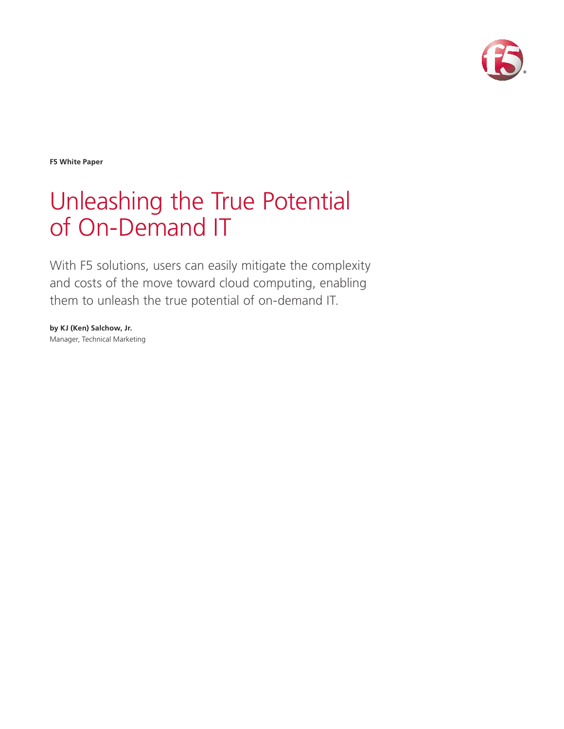**F5 White Paper**

# Unleashing the True Potential of On-Demand IT

With F5 solutions, users can easily mitigate the complexity and costs of the move toward cloud computing, enabling them to unleash the true potential of on-demand IT.

**by KJ (Ken) Salchow, Jr.**
Manager, Technical Marketing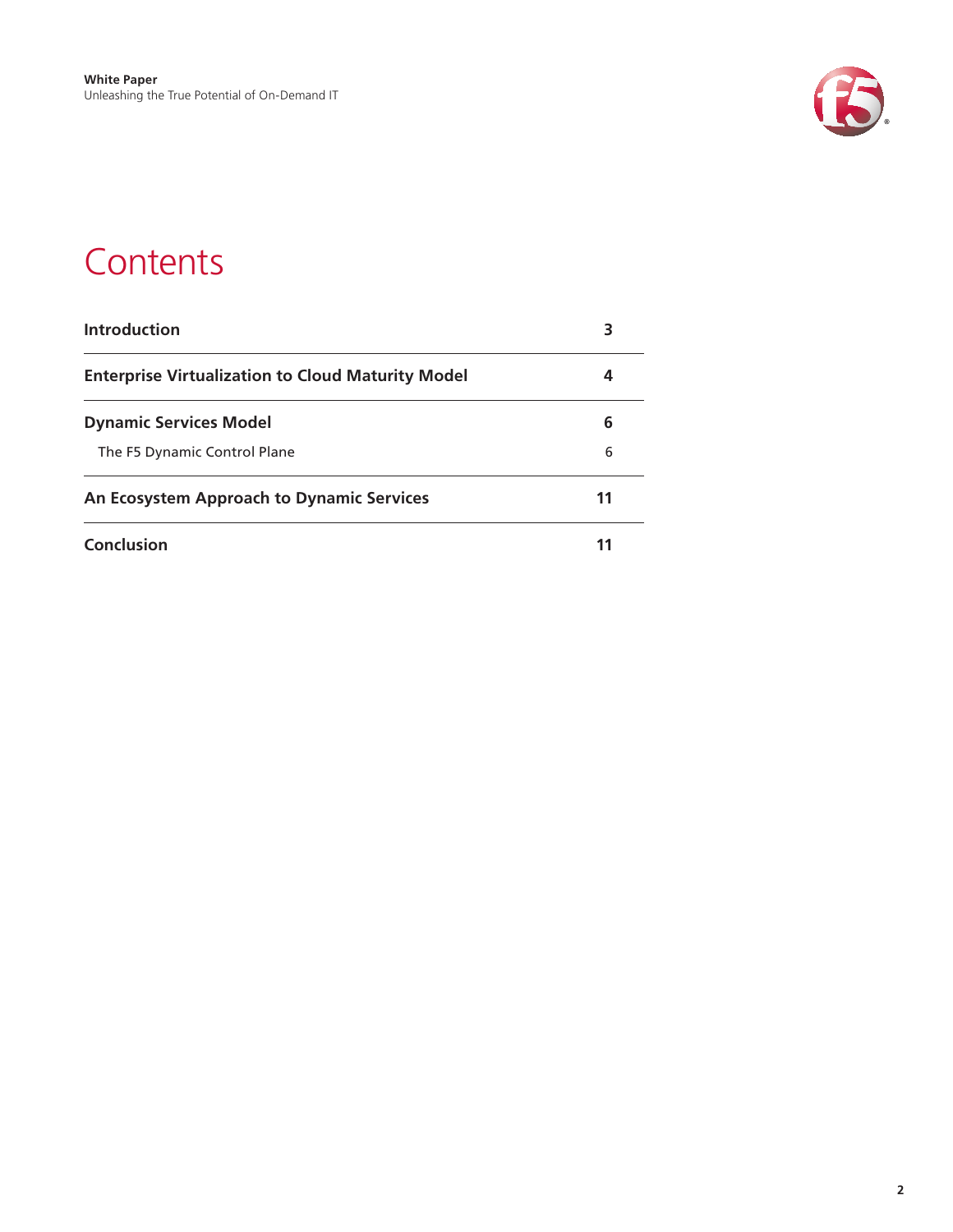# Contents

| | |
|---|---|
| **Introduction** | **3** |
| **Enterprise Virtualization to Cloud Maturity Model** | **4** |
| **Dynamic Services Model** | **6** |
| The F5 Dynamic Control Plane | 6 |
| **An Ecosystem Approach to Dynamic Services** | **11** |
| **Conclusion** | **11** |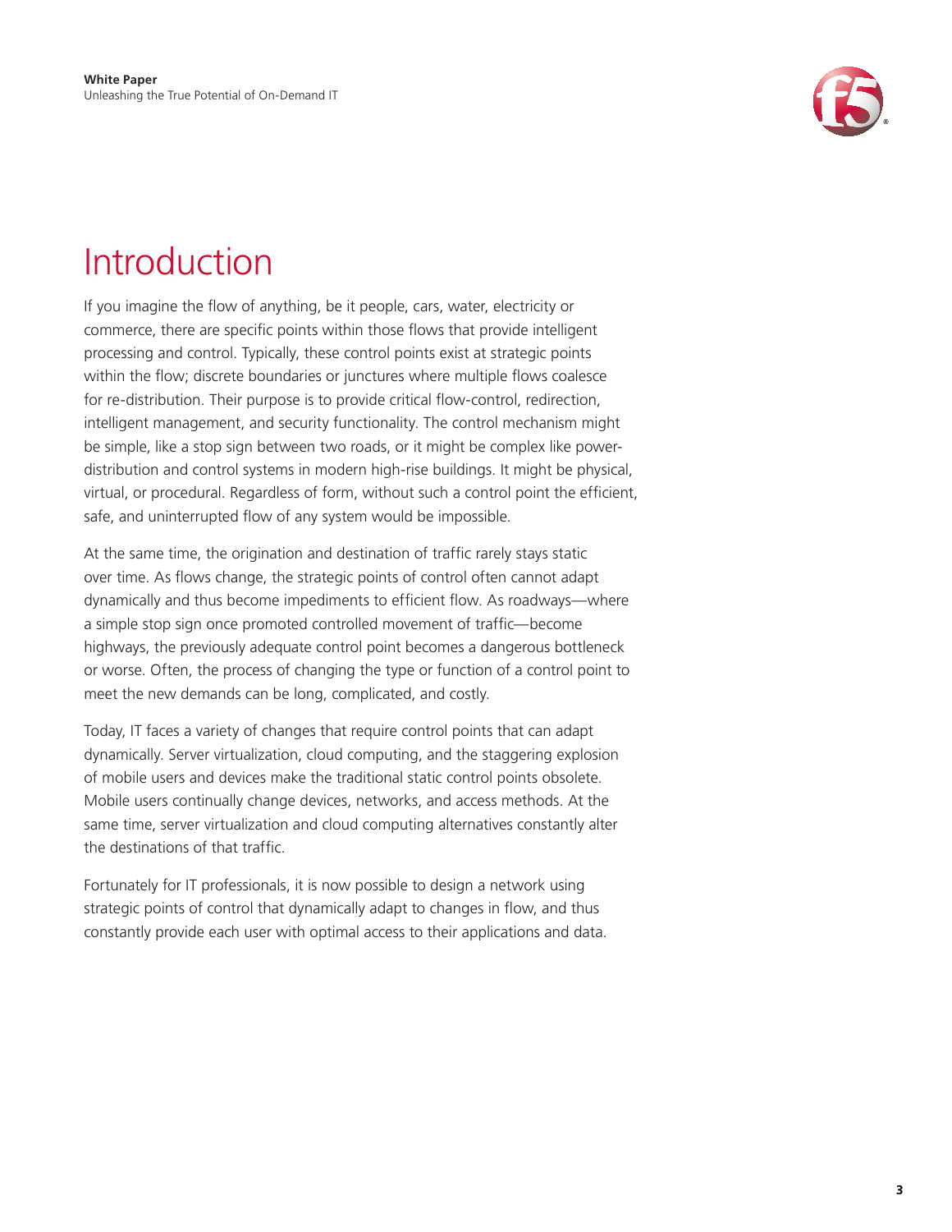# Introduction

If you imagine the flow of anything, be it people, cars, water, electricity or commerce, there are specific points within those flows that provide intelligent processing and control. Typically, these control points exist at strategic points within the flow; discrete boundaries or junctures where multiple flows coalesce for re-distribution. Their purpose is to provide critical flow-control, redirection, intelligent management, and security functionality. The control mechanism might be simple, like a stop sign between two roads, or it might be complex like power-distribution and control systems in modern high-rise buildings. It might be physical, virtual, or procedural. Regardless of form, without such a control point the efficient, safe, and uninterrupted flow of any system would be impossible.

At the same time, the origination and destination of traffic rarely stays static over time. As flows change, the strategic points of control often cannot adapt dynamically and thus become impediments to efficient flow. As roadways—where a simple stop sign once promoted controlled movement of traffic—become highways, the previously adequate control point becomes a dangerous bottleneck or worse. Often, the process of changing the type or function of a control point to meet the new demands can be long, complicated, and costly.

Today, IT faces a variety of changes that require control points that can adapt dynamically. Server virtualization, cloud computing, and the staggering explosion of mobile users and devices make the traditional static control points obsolete. Mobile users continually change devices, networks, and access methods. At the same time, server virtualization and cloud computing alternatives constantly alter the destinations of that traffic.

Fortunately for IT professionals, it is now possible to design a network using strategic points of control that dynamically adapt to changes in flow, and thus constantly provide each user with optimal access to their applications and data.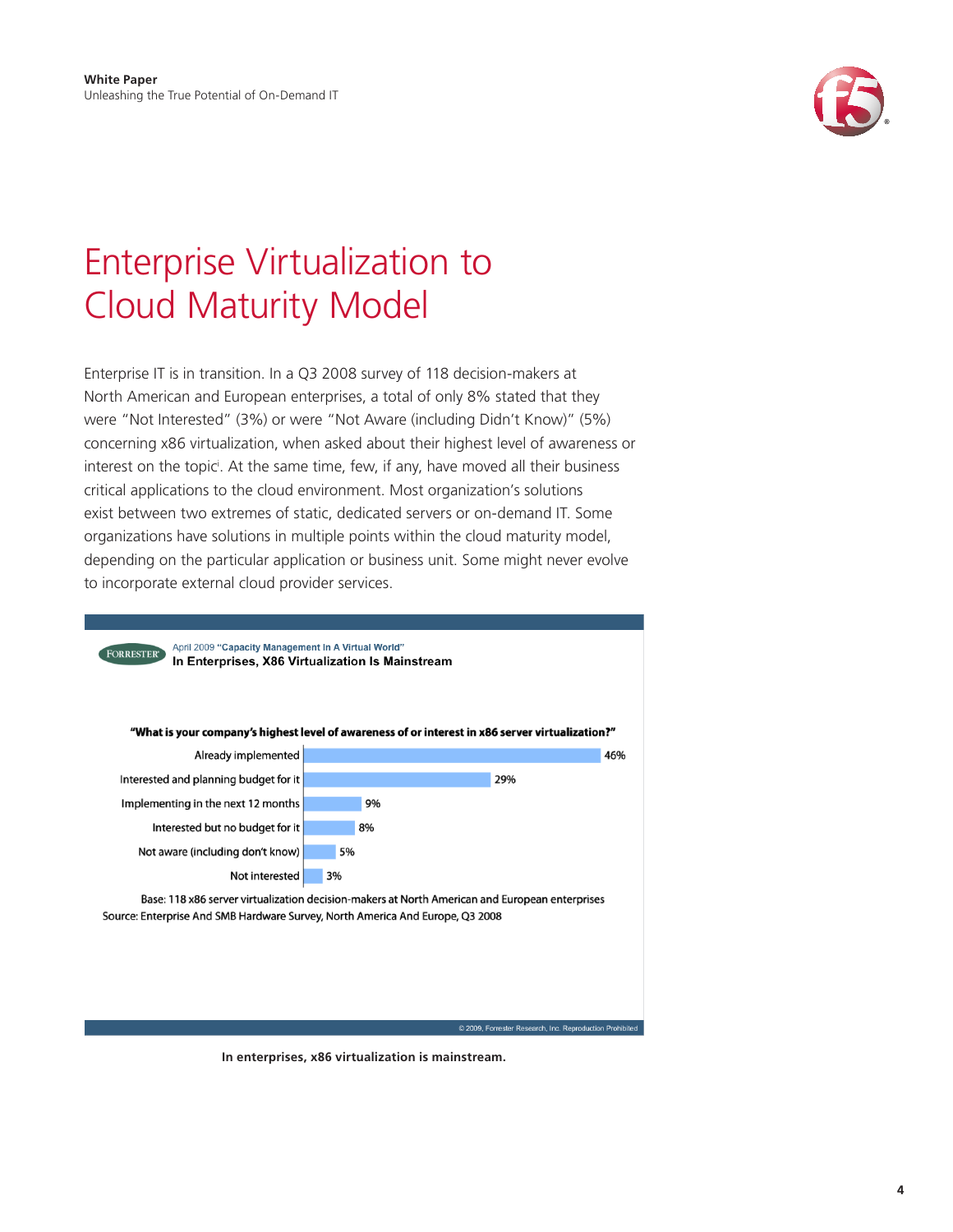# Enterprise Virtualization to Cloud Maturity Model

Enterprise IT is in transition. In a Q3 2008 survey of 118 decision-makers at North American and European enterprises, a total of only 8% stated that they were "Not Interested" (3%) or were "Not Aware (including Didn't Know)" (5%) concerning x86 virtualization, when asked about their highest level of awareness or interest on the topic[i]. At the same time, few, if any, have moved all their business critical applications to the cloud environment. Most organization's solutions exist between two extremes of static, dedicated servers or on-demand IT. Some organizations have solutions in multiple points within the cloud maturity model, depending on the particular application or business unit. Some might never evolve to incorporate external cloud provider services.

FORRESTER April 2009 **"Capacity Management In A Virtual World"**

**In Enterprises, X86 Virtualization Is Mainstream**

**"What is your company's highest level of awareness of or interest in x86 server virtualization?"**

| Response | Percentage |
| --- | --- |
| Already implemented | 46% |
| Interested and planning budget for it | 29% |
| Implementing in the next 12 months | 9% |
| Interested but no budget for it | 8% |
| Not aware (including don't know) | 5% |
| Not interested | 3% |

Base: 118 x86 server virtualization decision-makers at North American and European enterprises

Source: Enterprise And SMB Hardware Survey, North America And Europe, Q3 2008

© 2009, Forrester Research, Inc. Reproduction Prohibited

**In enterprises, x86 virtualization is mainstream.**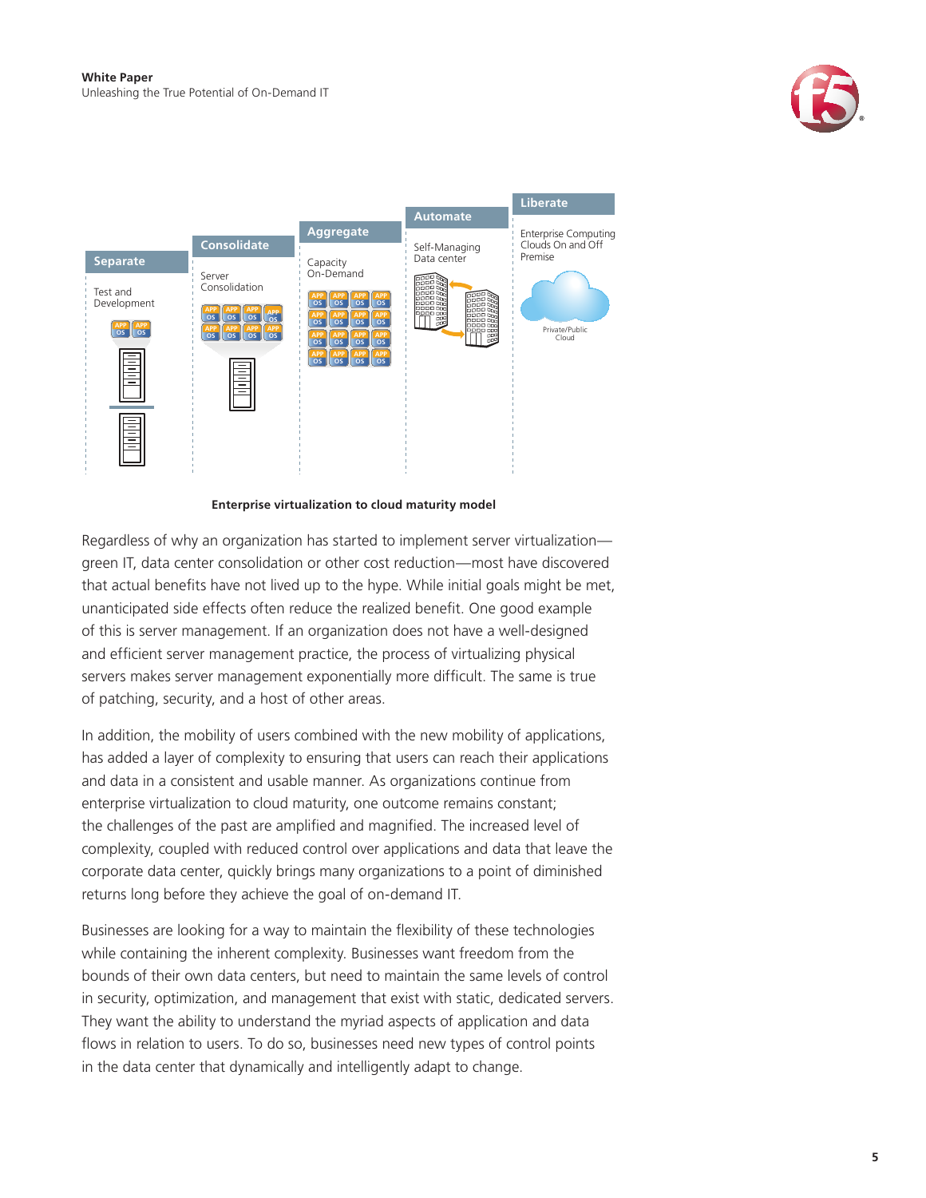| Separate | Consolidate | Aggregate | Automate | Liberate |
| --- | --- | --- | --- | --- |
| Test and Development | Server Consolidation | Capacity On-Demand | Self-Managing Data center | Enterprise Computing Clouds On and Off Premise |

**Enterprise virtualization to cloud maturity model**

Regardless of why an organization has started to implement server virtualization—green IT, data center consolidation or other cost reduction—most have discovered that actual benefits have not lived up to the hype. While initial goals might be met, unanticipated side effects often reduce the realized benefit. One good example of this is server management. If an organization does not have a well-designed and efficient server management practice, the process of virtualizing physical servers makes server management exponentially more difficult. The same is true of patching, security, and a host of other areas.

In addition, the mobility of users combined with the new mobility of applications, has added a layer of complexity to ensuring that users can reach their applications and data in a consistent and usable manner. As organizations continue from enterprise virtualization to cloud maturity, one outcome remains constant; the challenges of the past are amplified and magnified. The increased level of complexity, coupled with reduced control over applications and data that leave the corporate data center, quickly brings many organizations to a point of diminished returns long before they achieve the goal of on-demand IT.

Businesses are looking for a way to maintain the flexibility of these technologies while containing the inherent complexity. Businesses want freedom from the bounds of their own data centers, but need to maintain the same levels of control in security, optimization, and management that exist with static, dedicated servers. They want the ability to understand the myriad aspects of application and data flows in relation to users. To do so, businesses need new types of control points in the data center that dynamically and intelligently adapt to change.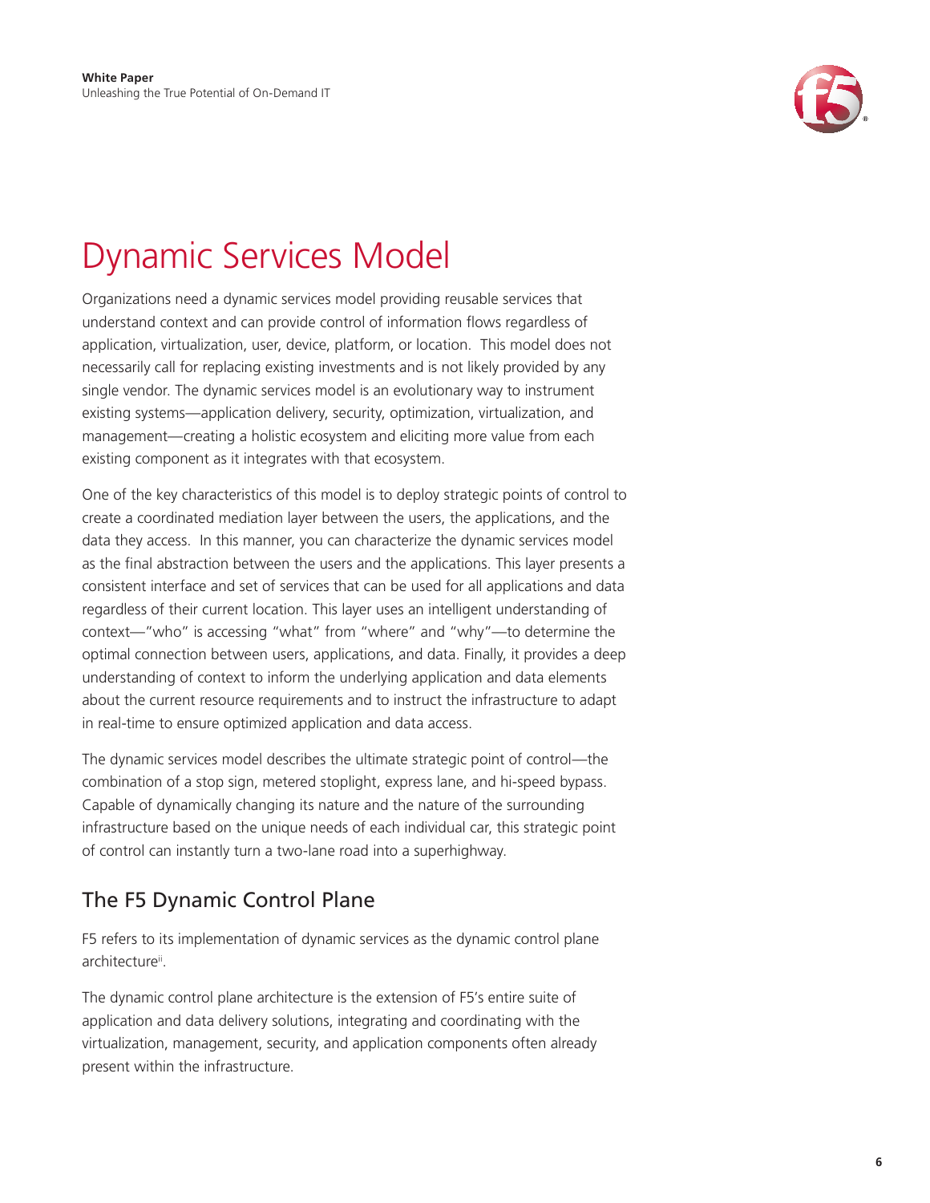# Dynamic Services Model

Organizations need a dynamic services model providing reusable services that understand context and can provide control of information flows regardless of application, virtualization, user, device, platform, or location.  This model does not necessarily call for replacing existing investments and is not likely provided by any single vendor. The dynamic services model is an evolutionary way to instrument existing systems—application delivery, security, optimization, virtualization, and management—creating a holistic ecosystem and eliciting more value from each existing component as it integrates with that ecosystem.

One of the key characteristics of this model is to deploy strategic points of control to create a coordinated mediation layer between the users, the applications, and the data they access.  In this manner, you can characterize the dynamic services model as the final abstraction between the users and the applications. This layer presents a consistent interface and set of services that can be used for all applications and data regardless of their current location. This layer uses an intelligent understanding of context—"who" is accessing "what" from "where" and "why"—to determine the optimal connection between users, applications, and data. Finally, it provides a deep understanding of context to inform the underlying application and data elements about the current resource requirements and to instruct the infrastructure to adapt in real-time to ensure optimized application and data access.

The dynamic services model describes the ultimate strategic point of control—the combination of a stop sign, metered stoplight, express lane, and hi-speed bypass. Capable of dynamically changing its nature and the nature of the surrounding infrastructure based on the unique needs of each individual car, this strategic point of control can instantly turn a two-lane road into a superhighway.

## The F5 Dynamic Control Plane

F5 refers to its implementation of dynamic services as the dynamic control plane architecture[ii].

The dynamic control plane architecture is the extension of F5's entire suite of application and data delivery solutions, integrating and coordinating with the virtualization, management, security, and application components often already present within the infrastructure.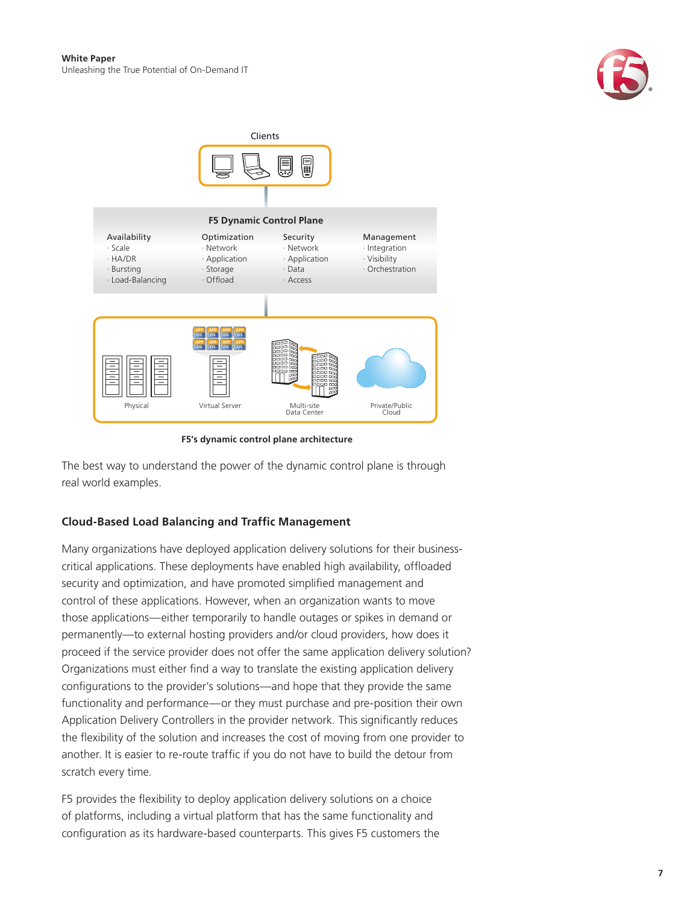Clients

**F5 Dynamic Control Plane**

| Availability | Optimization | Security | Management |
| --- | --- | --- | --- |
| · Scale | · Network | · Network | · Integration |
| · HA/DR | · Application | · Application | · Visibility |
| · Bursting | · Storage | · Data | · Orchestration |
| · Load-Balancing | · Offload | · Access | |

Physical | Virtual Server | Multi-site Data Center | Private/Public Cloud

**F5's dynamic control plane architecture**

The best way to understand the power of the dynamic control plane is through real world examples.

### Cloud-Based Load Balancing and Traffic Management

Many organizations have deployed application delivery solutions for their business-critical applications. These deployments have enabled high availability, offloaded security and optimization, and have promoted simplified management and control of these applications. However, when an organization wants to move those applications—either temporarily to handle outages or spikes in demand or permanently—to external hosting providers and/or cloud providers, how does it proceed if the service provider does not offer the same application delivery solution? Organizations must either find a way to translate the existing application delivery configurations to the provider's solutions—and hope that they provide the same functionality and performance—or they must purchase and pre-position their own Application Delivery Controllers in the provider network. This significantly reduces the flexibility of the solution and increases the cost of moving from one provider to another. It is easier to re-route traffic if you do not have to build the detour from scratch every time.

F5 provides the flexibility to deploy application delivery solutions on a choice of platforms, including a virtual platform that has the same functionality and configuration as its hardware-based counterparts. This gives F5 customers the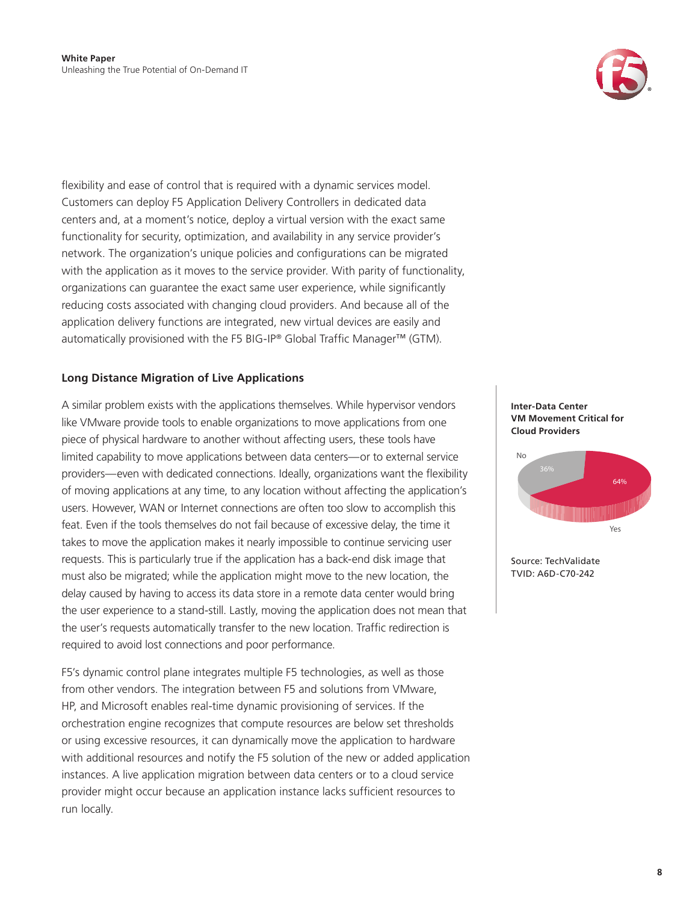flexibility and ease of control that is required with a dynamic services model. Customers can deploy F5 Application Delivery Controllers in dedicated data centers and, at a moment's notice, deploy a virtual version with the exact same functionality for security, optimization, and availability in any service provider's network. The organization's unique policies and configurations can be migrated with the application as it moves to the service provider. With parity of functionality, organizations can guarantee the exact same user experience, while significantly reducing costs associated with changing cloud providers. And because all of the application delivery functions are integrated, new virtual devices are easily and automatically provisioned with the F5 BIG-IP® Global Traffic Manager™ (GTM).

### Long Distance Migration of Live Applications

A similar problem exists with the applications themselves. While hypervisor vendors like VMware provide tools to enable organizations to move applications from one piece of physical hardware to another without affecting users, these tools have limited capability to move applications between data centers—or to external service providers—even with dedicated connections. Ideally, organizations want the flexibility of moving applications at any time, to any location without affecting the application's users. However, WAN or Internet connections are often too slow to accomplish this feat. Even if the tools themselves do not fail because of excessive delay, the time it takes to move the application makes it nearly impossible to continue servicing user requests. This is particularly true if the application has a back-end disk image that must also be migrated; while the application might move to the new location, the delay caused by having to access its data store in a remote data center would bring the user experience to a stand-still. Lastly, moving the application does not mean that the user's requests automatically transfer to the new location. Traffic redirection is required to avoid lost connections and poor performance.

F5's dynamic control plane integrates multiple F5 technologies, as well as those from other vendors. The integration between F5 and solutions from VMware, HP, and Microsoft enables real-time dynamic provisioning of services. If the orchestration engine recognizes that compute resources are below set thresholds or using excessive resources, it can dynamically move the application to hardware with additional resources and notify the F5 solution of the new or added application instances. A live application migration between data centers or to a cloud service provider might occur because an application instance lacks sufficient resources to run locally.

**Inter-Data Center VM Movement Critical for Cloud Providers**

| Response | Percentage |
|---|---|
| No | 36% |
| Yes | 64% |

Source: TechValidate
TVID: A6D-C70-242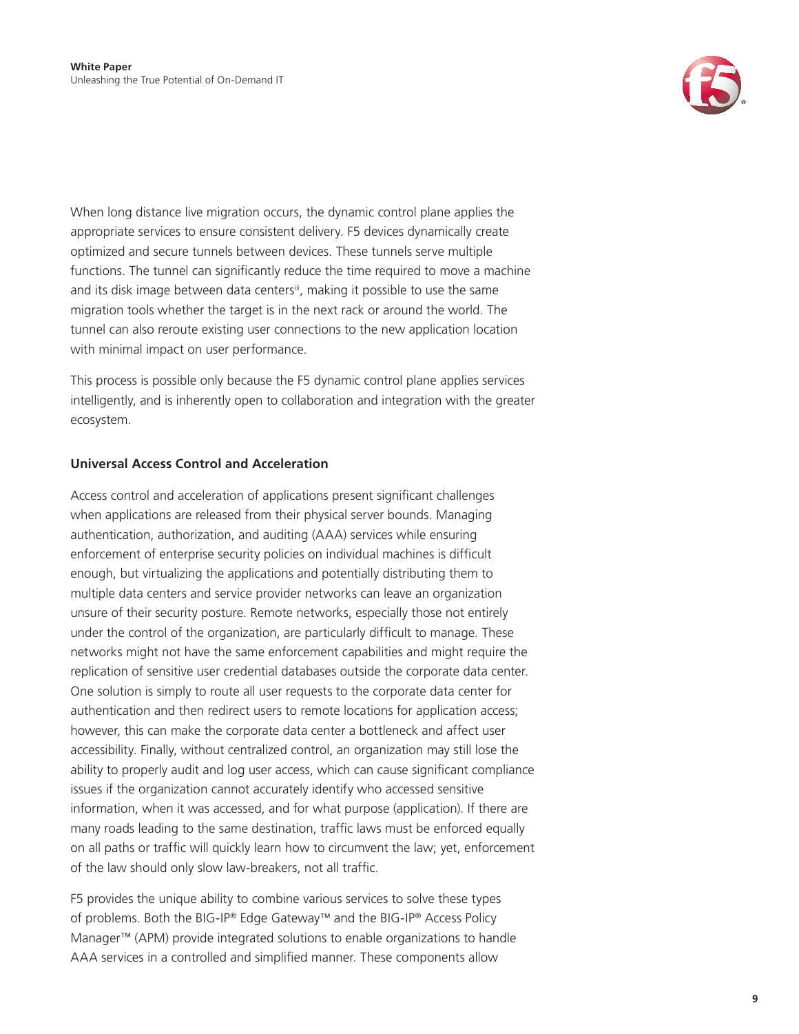When long distance live migration occurs, the dynamic control plane applies the appropriate services to ensure consistent delivery. F5 devices dynamically create optimized and secure tunnels between devices. These tunnels serve multiple functions. The tunnel can significantly reduce the time required to move a machine and its disk image between data centers[iii], making it possible to use the same migration tools whether the target is in the next rack or around the world. The tunnel can also reroute existing user connections to the new application location with minimal impact on user performance.

This process is possible only because the F5 dynamic control plane applies services intelligently, and is inherently open to collaboration and integration with the greater ecosystem.

### Universal Access Control and Acceleration

Access control and acceleration of applications present significant challenges when applications are released from their physical server bounds. Managing authentication, authorization, and auditing (AAA) services while ensuring enforcement of enterprise security policies on individual machines is difficult enough, but virtualizing the applications and potentially distributing them to multiple data centers and service provider networks can leave an organization unsure of their security posture. Remote networks, especially those not entirely under the control of the organization, are particularly difficult to manage. These networks might not have the same enforcement capabilities and might require the replication of sensitive user credential databases outside the corporate data center. One solution is simply to route all user requests to the corporate data center for authentication and then redirect users to remote locations for application access; however, this can make the corporate data center a bottleneck and affect user accessibility. Finally, without centralized control, an organization may still lose the ability to properly audit and log user access, which can cause significant compliance issues if the organization cannot accurately identify who accessed sensitive information, when it was accessed, and for what purpose (application). If there are many roads leading to the same destination, traffic laws must be enforced equally on all paths or traffic will quickly learn how to circumvent the law; yet, enforcement of the law should only slow law-breakers, not all traffic.

F5 provides the unique ability to combine various services to solve these types of problems. Both the BIG-IP® Edge Gateway™ and the BIG-IP® Access Policy Manager™ (APM) provide integrated solutions to enable organizations to handle AAA services in a controlled and simplified manner. These components allow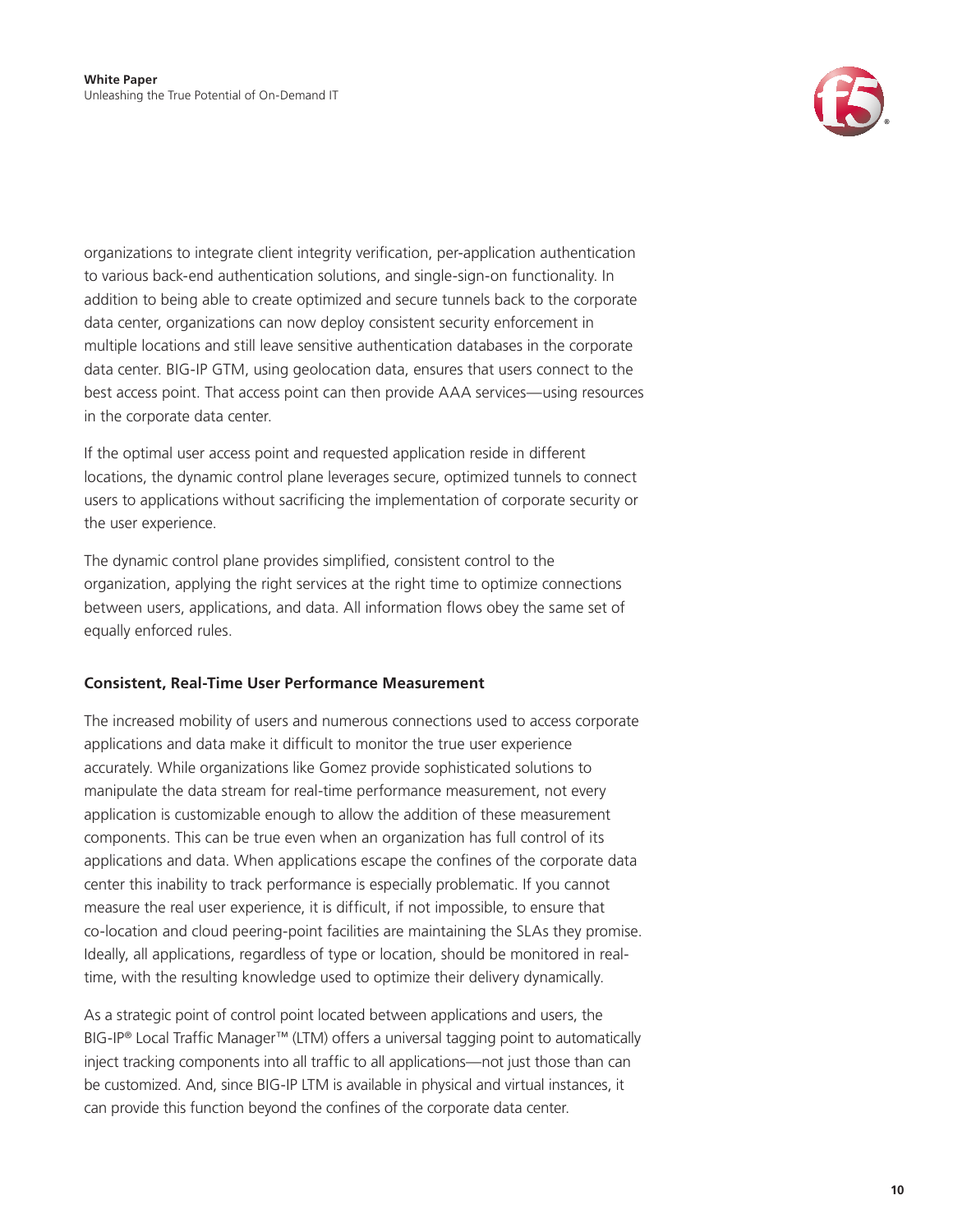organizations to integrate client integrity verification, per-application authentication to various back-end authentication solutions, and single-sign-on functionality. In addition to being able to create optimized and secure tunnels back to the corporate data center, organizations can now deploy consistent security enforcement in multiple locations and still leave sensitive authentication databases in the corporate data center. BIG-IP GTM, using geolocation data, ensures that users connect to the best access point. That access point can then provide AAA services—using resources in the corporate data center.

If the optimal user access point and requested application reside in different locations, the dynamic control plane leverages secure, optimized tunnels to connect users to applications without sacrificing the implementation of corporate security or the user experience.

The dynamic control plane provides simplified, consistent control to the organization, applying the right services at the right time to optimize connections between users, applications, and data. All information flows obey the same set of equally enforced rules.

**Consistent, Real-Time User Performance Measurement**

The increased mobility of users and numerous connections used to access corporate applications and data make it difficult to monitor the true user experience accurately. While organizations like Gomez provide sophisticated solutions to manipulate the data stream for real-time performance measurement, not every application is customizable enough to allow the addition of these measurement components. This can be true even when an organization has full control of its applications and data. When applications escape the confines of the corporate data center this inability to track performance is especially problematic. If you cannot measure the real user experience, it is difficult, if not impossible, to ensure that co-location and cloud peering-point facilities are maintaining the SLAs they promise. Ideally, all applications, regardless of type or location, should be monitored in real-time, with the resulting knowledge used to optimize their delivery dynamically.

As a strategic point of control point located between applications and users, the BIG-IP® Local Traffic Manager™ (LTM) offers a universal tagging point to automatically inject tracking components into all traffic to all applications—not just those than can be customized. And, since BIG-IP LTM is available in physical and virtual instances, it can provide this function beyond the confines of the corporate data center.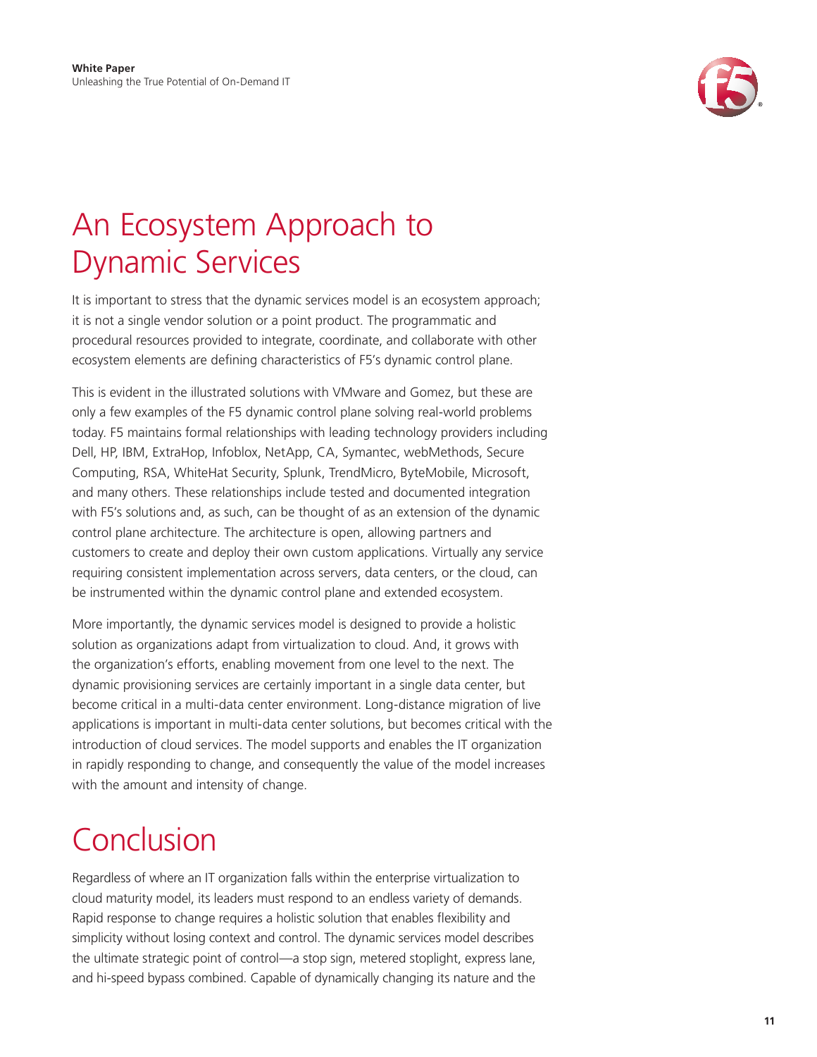# An Ecosystem Approach to Dynamic Services

It is important to stress that the dynamic services model is an ecosystem approach; it is not a single vendor solution or a point product. The programmatic and procedural resources provided to integrate, coordinate, and collaborate with other ecosystem elements are defining characteristics of F5's dynamic control plane.

This is evident in the illustrated solutions with VMware and Gomez, but these are only a few examples of the F5 dynamic control plane solving real-world problems today. F5 maintains formal relationships with leading technology providers including Dell, HP, IBM, ExtraHop, Infoblox, NetApp, CA, Symantec, webMethods, Secure Computing, RSA, WhiteHat Security, Splunk, TrendMicro, ByteMobile, Microsoft, and many others. These relationships include tested and documented integration with F5's solutions and, as such, can be thought of as an extension of the dynamic control plane architecture. The architecture is open, allowing partners and customers to create and deploy their own custom applications. Virtually any service requiring consistent implementation across servers, data centers, or the cloud, can be instrumented within the dynamic control plane and extended ecosystem.

More importantly, the dynamic services model is designed to provide a holistic solution as organizations adapt from virtualization to cloud. And, it grows with the organization's efforts, enabling movement from one level to the next. The dynamic provisioning services are certainly important in a single data center, but become critical in a multi-data center environment. Long-distance migration of live applications is important in multi-data center solutions, but becomes critical with the introduction of cloud services. The model supports and enables the IT organization in rapidly responding to change, and consequently the value of the model increases with the amount and intensity of change.

# Conclusion

Regardless of where an IT organization falls within the enterprise virtualization to cloud maturity model, its leaders must respond to an endless variety of demands. Rapid response to change requires a holistic solution that enables flexibility and simplicity without losing context and control. The dynamic services model describes the ultimate strategic point of control—a stop sign, metered stoplight, express lane, and hi-speed bypass combined. Capable of dynamically changing its nature and the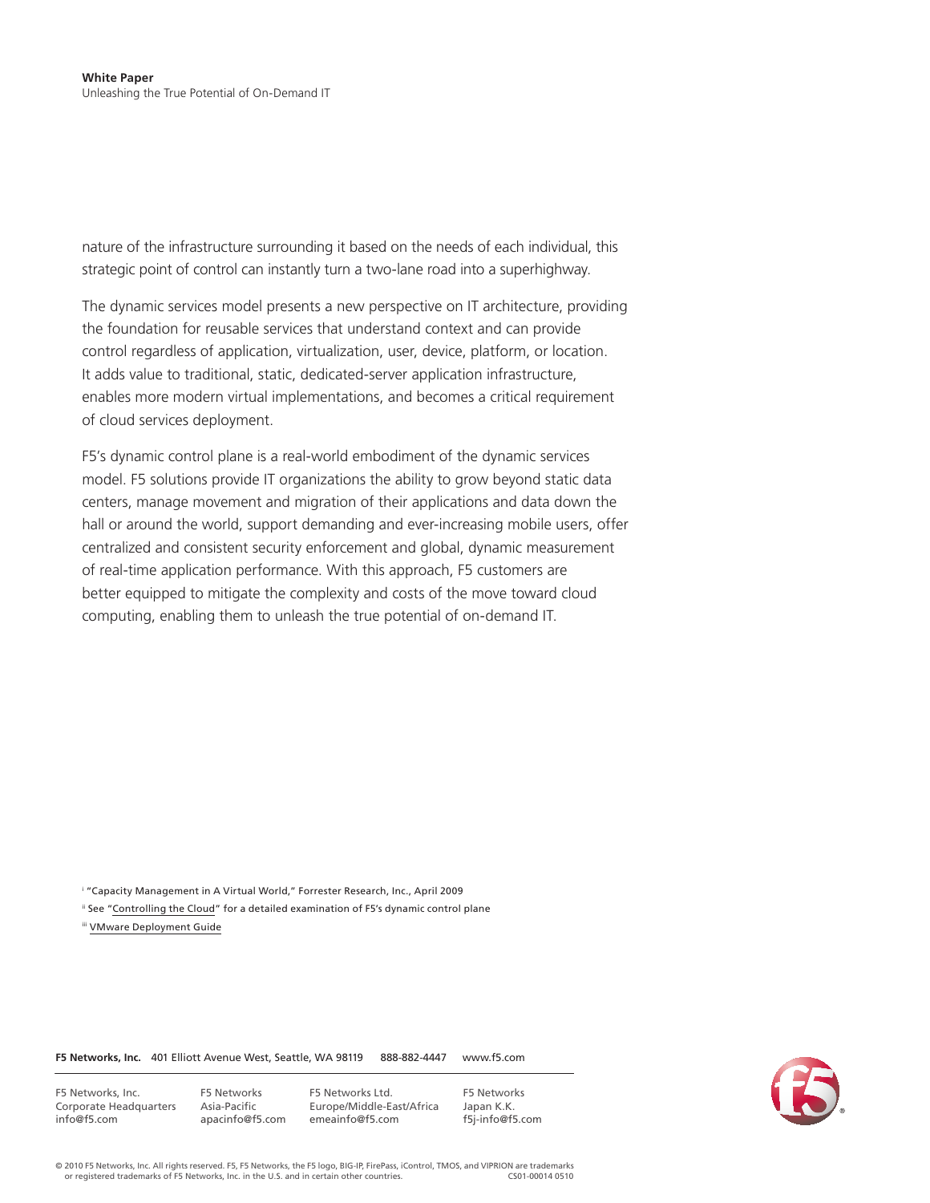nature of the infrastructure surrounding it based on the needs of each individual, this strategic point of control can instantly turn a two-lane road into a superhighway.

The dynamic services model presents a new perspective on IT architecture, providing the foundation for reusable services that understand context and can provide control regardless of application, virtualization, user, device, platform, or location. It adds value to traditional, static, dedicated-server application infrastructure, enables more modern virtual implementations, and becomes a critical requirement of cloud services deployment.

F5's dynamic control plane is a real-world embodiment of the dynamic services model. F5 solutions provide IT organizations the ability to grow beyond static data centers, manage movement and migration of their applications and data down the hall or around the world, support demanding and ever-increasing mobile users, offer centralized and consistent security enforcement and global, dynamic measurement of real-time application performance. With this approach, F5 customers are better equipped to mitigate the complexity and costs of the move toward cloud computing, enabling them to unleash the true potential of on-demand IT.

[i] "Capacity Management in A Virtual World," Forrester Research, Inc., April 2009

[ii] See "Controlling the Cloud" for a detailed examination of F5's dynamic control plane

[iii] VMware Deployment Guide

**F5 Networks, Inc.** 401 Elliott Avenue West, Seattle, WA 98119 888-882-4447 www.f5.com

F5 Networks, Inc.
Corporate Headquarters
info@f5.com

F5 Networks
Asia-Pacific
apacinfo@f5.com

F5 Networks Ltd.
Europe/Middle-East/Africa
emeainfo@f5.com

F5 Networks
Japan K.K.
f5j-info@f5.com

© 2010 F5 Networks, Inc. All rights reserved. F5, F5 Networks, the F5 logo, BIG-IP, FirePass, iControl, TMOS, and VIPRION are trademarks or registered trademarks of F5 Networks, Inc. in the U.S. and in certain other countries. CS01-00014 0510